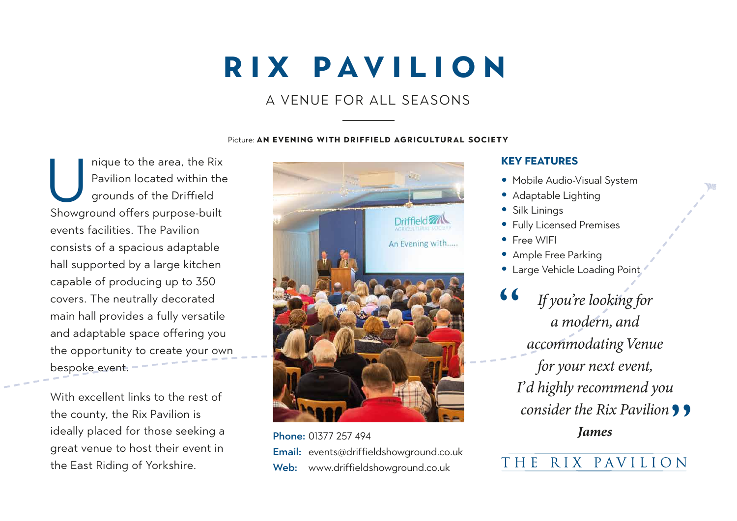# RIX PAVILION

## A VENUE FOR ALL SEASONS

Picture: **AN EVENING WITH DRIFFIELD AGRICULTURAL SOCIETY**

Unique to the area, the Rix Pavilion located within the grounds of the Driffield Showground offers purpose-built events facilities. The Pavilion consists of a spacious adaptable hall supported by a large kitchen capable of producing up to 350 covers. The neutrally decorated main hall provides a fully versatile and adaptable space offering you the opportunity to create your own bespoke event.

With excellent links to the rest of the county, the Rix Pavilion is ideally placed for those seeking a great venue to host their event in the East Riding of Yorkshire.

**Phone:** 01377 257 494
**Email:** events@driffieldshowground.co.uk
**Web:** www.driffieldshowground.co.uk

### KEY FEATURES

- Mobile Audio-Visual System
- Adaptable Lighting
- Silk Linings
- Fully Licensed Premises
- Free WIFI
- Ample Free Parking
- Large Vehicle Loading Point

> *"If you're looking for a modern, and accommodating Venue for your next event, I'd highly recommend you consider the Rix Pavilion"*
>
> ***James***

THE RIX PAVILION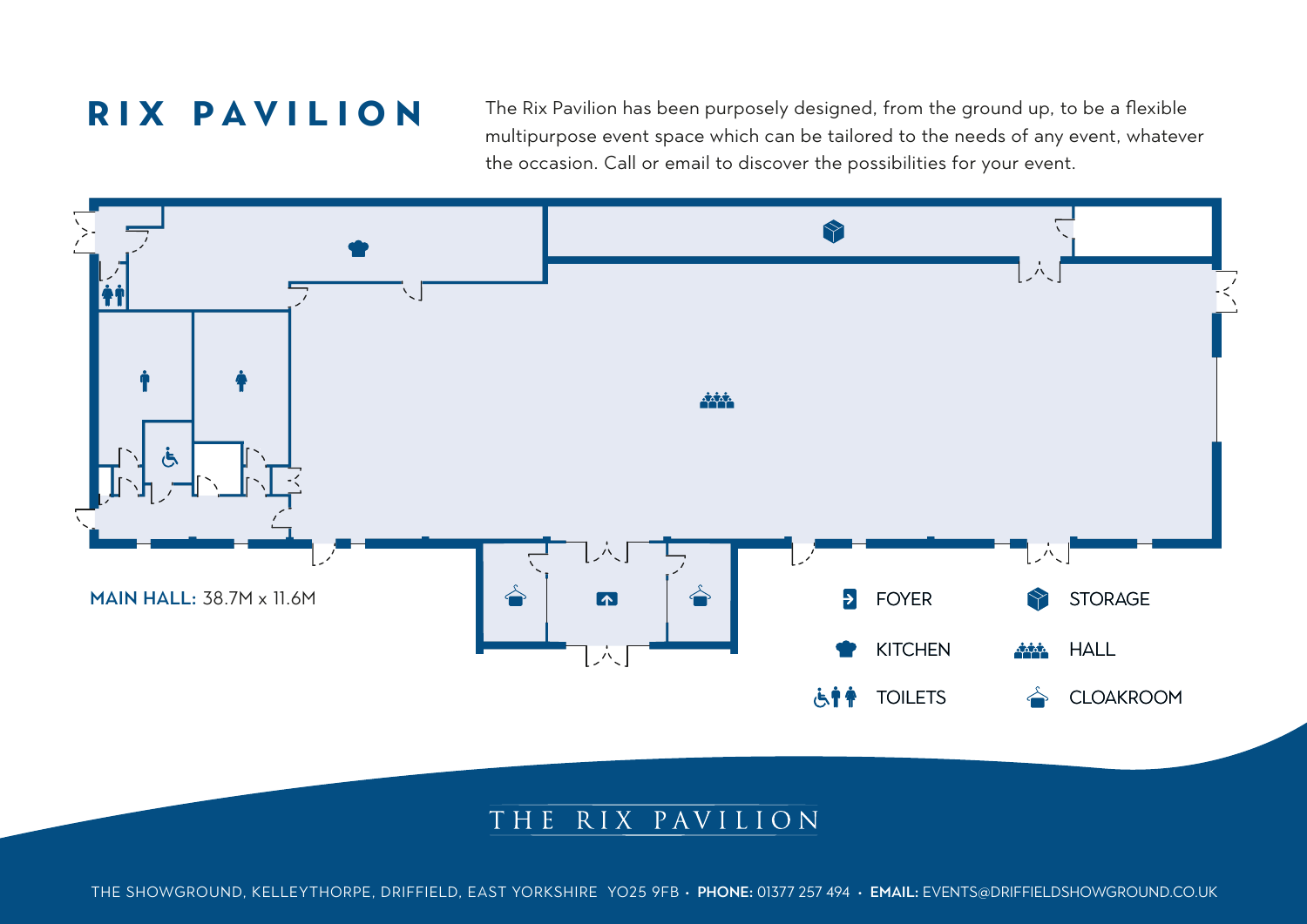# RIX PAVILION

The Rix Pavilion has been purposely designed, from the ground up, to be a flexible multipurpose event space which can be tailored to the needs of any event, whatever the occasion. Call or email to discover the possibilities for your event.

**MAIN HALL:** 38.7M x 11.6M

FOYER

KITCHEN

TOILETS

STORAGE

HALL

CLOAKROOM

THE RIX PAVILION

THE SHOWGROUND, KELLEYTHORPE, DRIFFIELD, EAST YORKSHIRE YO25 9FB • **PHONE:** 01377 257 494 • **EMAIL:** EVENTS@DRIFFIELDSHOWGROUND.CO.UK